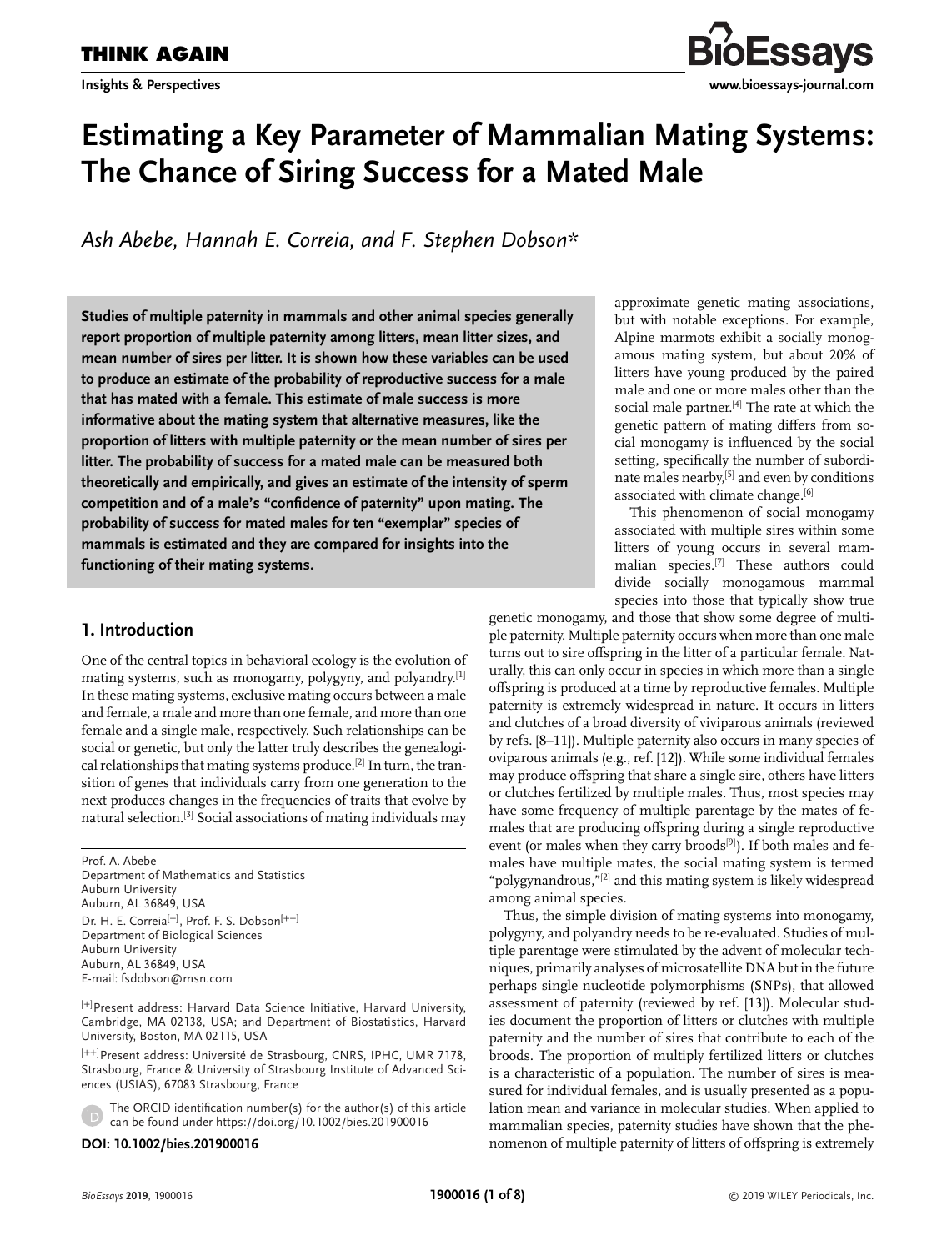THINK AGAIN

Insights & Perspectives

# Estimating a Key Parameter of Mammalian Mating Systems: The Chance of Siring Success for a Mated Male

*Ash Abebe, Hannah E. Correia, and F. Stephen Dobson**

**Studies of multiple paternity in mammals and other animal species generally report proportion of multiple paternity among litters, mean litter sizes, and mean number of sires per litter. It is shown how these variables can be used to produce an estimate of the probability of reproductive success for a male that has mated with a female. This estimate of male success is more informative about the mating system that alternative measures, like the proportion of litters with multiple paternity or the mean number of sires per litter. The probability of success for a mated male can be measured both theoretically and empirically, and gives an estimate of the intensity of sperm competition and of a male's "confidence of paternity" upon mating. The probability of success for mated males for ten "exemplar" species of mammals is estimated and they are compared for insights into the functioning of their mating systems.**

## 1. Introduction

One of the central topics in behavioral ecology is the evolution of mating systems, such as monogamy, polygyny, and polyandry.[1] In these mating systems, exclusive mating occurs between a male and female, a male and more than one female, and more than one female and a single male, respectively. Such relationships can be social or genetic, but only the latter truly describes the genealogical relationships that mating systems produce.[2] In turn, the transition of genes that individuals carry from one generation to the next produces changes in the frequencies of traits that evolve by natural selection.[3] Social associations of mating individuals may approximate genetic mating associations, but with notable exceptions. For example, Alpine marmots exhibit a socially monogamous mating system, but about 20% of litters have young produced by the paired male and one or more males other than the social male partner.[4] The rate at which the genetic pattern of mating differs from social monogamy is influenced by the social setting, specifically the number of subordinate males nearby,[5] and even by conditions associated with climate change.[6]

This phenomenon of social monogamy associated with multiple sires within some litters of young occurs in several mammalian species.[7] These authors could divide socially monogamous mammal species into those that typically show true genetic monogamy, and those that show some degree of multiple paternity. Multiple paternity occurs when more than one male turns out to sire offspring in the litter of a particular female. Naturally, this can only occur in species in which more than a single offspring is produced at a time by reproductive females. Multiple paternity is extremely widespread in nature. It occurs in litters and clutches of a broad diversity of viviparous animals (reviewed by refs. [8–11]). Multiple paternity also occurs in many species of oviparous animals (e.g., ref. [12]). While some individual females may produce offspring that share a single sire, others have litters or clutches fertilized by multiple males. Thus, most species may have some frequency of multiple parentage by the mates of females that are producing offspring during a single reproductive event (or males when they carry broods[9]). If both males and females have multiple mates, the social mating system is termed "polygynandrous,"[2] and this mating system is likely widespread among animal species.

Thus, the simple division of mating systems into monogamy, polygyny, and polyandry needs to be re-evaluated. Studies of multiple parentage were stimulated by the advent of molecular techniques, primarily analyses of microsatellite DNA but in the future perhaps single nucleotide polymorphisms (SNPs), that allowed assessment of paternity (reviewed by ref. [13]). Molecular studies document the proportion of litters or clutches with multiple paternity and the number of sires that contribute to each of the broods. The proportion of multiply fertilized litters or clutches is a characteristic of a population. The number of sires is measured for individual females, and is usually presented as a population mean and variance in molecular studies. When applied to mammalian species, paternity studies have shown that the phenomenon of multiple paternity of litters of offspring is extremely

Prof. A. Abebe
Department of Mathematics and Statistics
Auburn University
Auburn, AL 36849, USA

Dr. H. E. Correia[+], Prof. F. S. Dobson[++]
Department of Biological Sciences
Auburn University
Auburn, AL 36849, USA
E-mail: fsdobson@msn.com

[+]Present address: Harvard Data Science Initiative, Harvard University, Cambridge, MA 02138, USA; and Department of Biostatistics, Harvard University, Boston, MA 02115, USA

[++]Present address: Université de Strasbourg, CNRS, IPHC, UMR 7178, Strasbourg, France & University of Strasbourg Institute of Advanced Sciences (USIAS), 67083 Strasbourg, France

The ORCID identification number(s) for the author(s) of this article can be found under https://doi.org/10.1002/bies.201900016

**DOI: 10.1002/bies.201900016**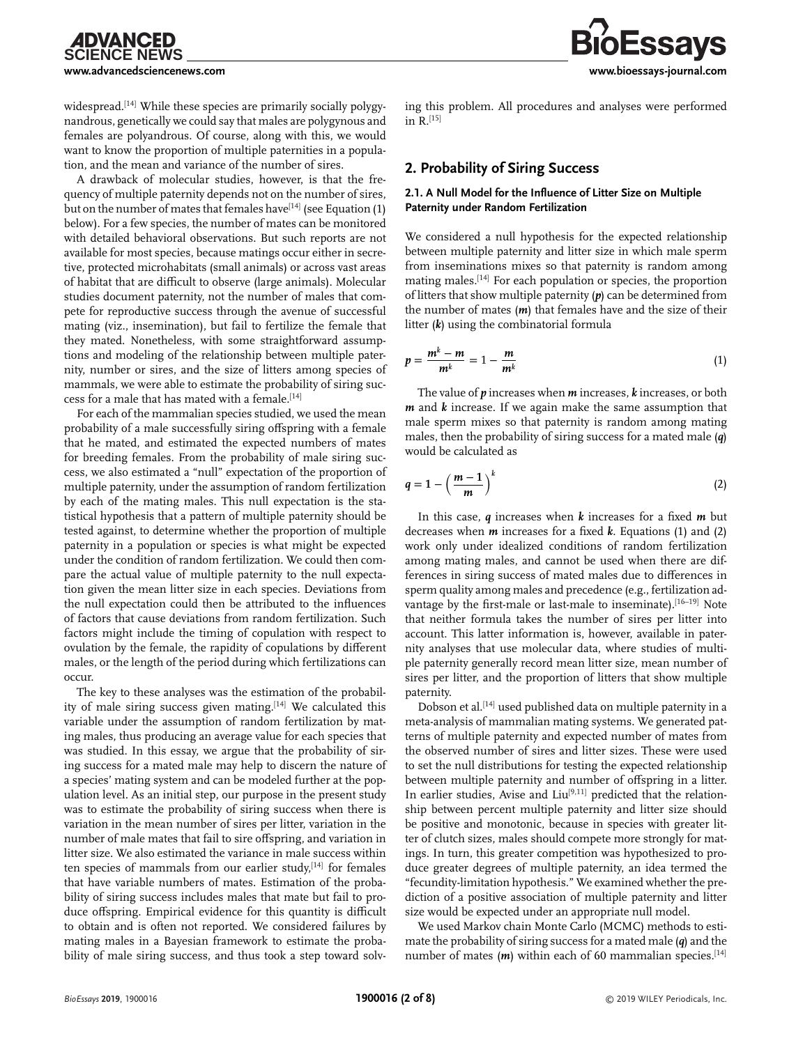widespread.[14] While these species are primarily socially polygynandrous, genetically we could say that males are polygynous and females are polyandrous. Of course, along with this, we would want to know the proportion of multiple paternities in a population, and the mean and variance of the number of sires.

A drawback of molecular studies, however, is that the frequency of multiple paternity depends not on the number of sires, but on the number of mates that females have[14] (see Equation (1) below). For a few species, the number of mates can be monitored with detailed behavioral observations. But such reports are not available for most species, because matings occur either in secretive, protected microhabitats (small animals) or across vast areas of habitat that are difficult to observe (large animals). Molecular studies document paternity, not the number of males that compete for reproductive success through the avenue of successful mating (viz., insemination), but fail to fertilize the female that they mated. Nonetheless, with some straightforward assumptions and modeling of the relationship between multiple paternity, number or sires, and the size of litters among species of mammals, we were able to estimate the probability of siring success for a male that has mated with a female.[14]

For each of the mammalian species studied, we used the mean probability of a male successfully siring offspring with a female that he mated, and estimated the expected numbers of mates for breeding females. From the probability of male siring success, we also estimated a "null" expectation of the proportion of multiple paternity, under the assumption of random fertilization by each of the mating males. This null expectation is the statistical hypothesis that a pattern of multiple paternity should be tested against, to determine whether the proportion of multiple paternity in a population or species is what might be expected under the condition of random fertilization. We could then compare the actual value of multiple paternity to the null expectation given the mean litter size in each species. Deviations from the null expectation could then be attributed to the influences of factors that cause deviations from random fertilization. Such factors might include the timing of copulation with respect to ovulation by the female, the rapidity of copulations by different males, or the length of the period during which fertilizations can occur.

The key to these analyses was the estimation of the probability of male siring success given mating.[14] We calculated this variable under the assumption of random fertilization by mating males, thus producing an average value for each species that was studied. In this essay, we argue that the probability of siring success for a mated male may help to discern the nature of a species' mating system and can be modeled further at the population level. As an initial step, our purpose in the present study was to estimate the probability of siring success when there is variation in the mean number of sires per litter, variation in the number of male mates that fail to sire offspring, and variation in litter size. We also estimated the variance in male success within ten species of mammals from our earlier study,[14] for females that have variable numbers of mates. Estimation of the probability of siring success includes males that mate but fail to produce offspring. Empirical evidence for this quantity is difficult to obtain and is often not reported. We considered failures by mating males in a Bayesian framework to estimate the probability of male siring success, and thus took a step toward solving this problem. All procedures and analyses were performed in R.[15]

## 2. Probability of Siring Success

### 2.1. A Null Model for the Influence of Litter Size on Multiple Paternity under Random Fertilization

We considered a null hypothesis for the expected relationship between multiple paternity and litter size in which male sperm from inseminations mixes so that paternity is random among mating males.[14] For each population or species, the proportion of litters that show multiple paternity ($p$) can be determined from the number of mates ($m$) that females have and the size of their litter ($k$) using the combinatorial formula

$$p = \frac{m^k - m}{m^k} = 1 - \frac{m}{m^k} \tag{1}$$

The value of $p$ increases when $m$ increases, $k$ increases, or both $m$ and $k$ increase. If we again make the same assumption that male sperm mixes so that paternity is random among mating males, then the probability of siring success for a mated male ($q$) would be calculated as

$$q = 1 - \left(\frac{m-1}{m}\right)^k \tag{2}$$

In this case, $q$ increases when $k$ increases for a fixed $m$ but decreases when $m$ increases for a fixed $k$. Equations (1) and (2) work only under idealized conditions of random fertilization among mating males, and cannot be used when there are differences in siring success of mated males due to differences in sperm quality among males and precedence (e.g., fertilization advantage by the first-male or last-male to inseminate).[16–19] Note that neither formula takes the number of sires per litter into account. This latter information is, however, available in paternity analyses that use molecular data, where studies of multiple paternity generally record mean litter size, mean number of sires per litter, and the proportion of litters that show multiple paternity.

Dobson et al.[14] used published data on multiple paternity in a meta-analysis of mammalian mating systems. We generated patterns of multiple paternity and expected number of mates from the observed number of sires and litter sizes. These were used to set the null distributions for testing the expected relationship between multiple paternity and number of offspring in a litter. In earlier studies, Avise and Liu[9,11] predicted that the relationship between percent multiple paternity and litter size should be positive and monotonic, because in species with greater litter or clutch sizes, males should compete more strongly for matings. In turn, this greater competition was hypothesized to produce greater degrees of multiple paternity, an idea termed the "fecundity-limitation hypothesis." We examined whether the prediction of a positive association of multiple paternity and litter size would be expected under an appropriate null model.

We used Markov chain Monte Carlo (MCMC) methods to estimate the probability of siring success for a mated male ($q$) and the number of mates ($m$) within each of 60 mammalian species.[14]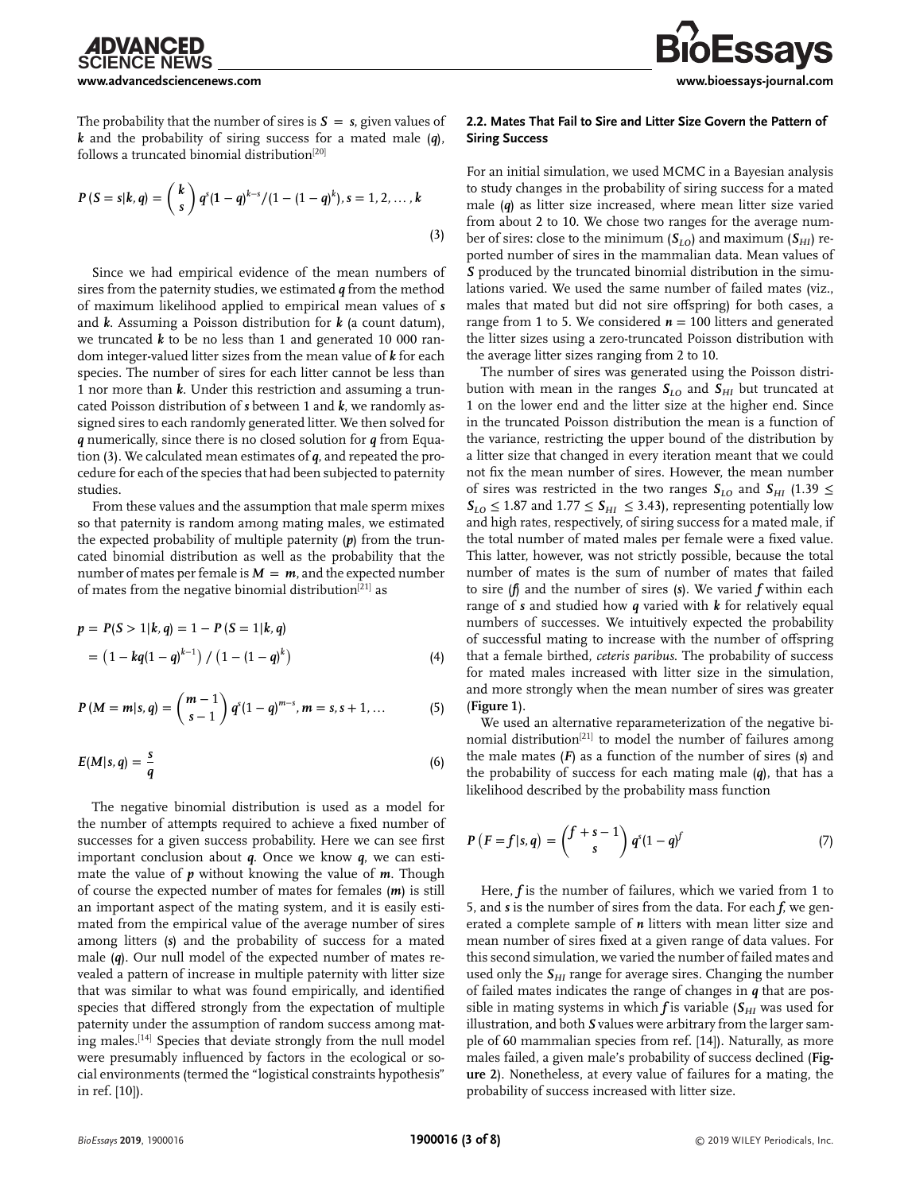The probability that the number of sires is $S = s$, given values of $k$ and the probability of siring success for a mated male ($q$), follows a truncated binomial distribution[20]

$$P(S = s|k, q) = \binom{k}{s} q^s(1-q)^{k-s}/(1-(1-q)^k), s = 1, 2, \ldots, k \tag{3}$$

Since we had empirical evidence of the mean numbers of sires from the paternity studies, we estimated $q$ from the method of maximum likelihood applied to empirical mean values of $s$ and $k$. Assuming a Poisson distribution for $k$ (a count datum), we truncated $k$ to be no less than 1 and generated 10 000 random integer-valued litter sizes from the mean value of $k$ for each species. The number of sires for each litter cannot be less than 1 nor more than $k$. Under this restriction and assuming a truncated Poisson distribution of $s$ between 1 and $k$, we randomly assigned sires to each randomly generated litter. We then solved for $q$ numerically, since there is no closed solution for $q$ from Equation (3). We calculated mean estimates of $q$, and repeated the procedure for each of the species that had been subjected to paternity studies.

From these values and the assumption that male sperm mixes so that paternity is random among mating males, we estimated the expected probability of multiple paternity ($p$) from the truncated binomial distribution as well as the probability that the number of mates per female is $M = m$, and the expected number of mates from the negative binomial distribution[21] as

$$p = P(S > 1|k, q) = 1 - P(S = 1|k, q)$$
$$= \left(1 - kq(1-q)^{k-1}\right) / \left(1 - (1-q)^k\right) \tag{4}$$

$$P(M = m|s, q) = \binom{m-1}{s-1} q^s(1-q)^{m-s}, m = s, s+1, \ldots \tag{5}$$

$$E(M|s, q) = \frac{s}{q} \tag{6}$$

The negative binomial distribution is used as a model for the number of attempts required to achieve a fixed number of successes for a given success probability. Here we can see first important conclusion about $q$. Once we know $q$, we can estimate the value of $p$ without knowing the value of $m$. Though of course the expected number of mates for females ($m$) is still an important aspect of the mating system, and it is easily estimated from the empirical value of the average number of sires among litters ($s$) and the probability of success for a mated male ($q$). Our null model of the expected number of mates revealed a pattern of increase in multiple paternity with litter size that was similar to what was found empirically, and identified species that differed strongly from the expectation of multiple paternity under the assumption of random success among mating males.[14] Species that deviate strongly from the null model were presumably influenced by factors in the ecological or social environments (termed the "logistical constraints hypothesis" in ref. [10]).

### 2.2. Mates That Fail to Sire and Litter Size Govern the Pattern of Siring Success

For an initial simulation, we used MCMC in a Bayesian analysis to study changes in the probability of siring success for a mated male ($q$) as litter size increased, where mean litter size varied from about 2 to 10. We chose two ranges for the average number of sires: close to the minimum ($S_{LO}$) and maximum ($S_{HI}$) reported number of sires in the mammalian data. Mean values of $S$ produced by the truncated binomial distribution in the simulations varied. We used the same number of failed mates (viz., males that mated but did not sire offspring) for both cases, a range from 1 to 5. We considered $n = 100$ litters and generated the litter sizes using a zero-truncated Poisson distribution with the average litter sizes ranging from 2 to 10.

The number of sires was generated using the Poisson distribution with mean in the ranges $S_{LO}$ and $S_{HI}$ but truncated at 1 on the lower end and the litter size at the higher end. Since in the truncated Poisson distribution the mean is a function of the variance, restricting the upper bound of the distribution by a litter size that changed in every iteration meant that we could not fix the mean number of sires. However, the mean number of sires was restricted in the two ranges $S_{LO}$ and $S_{HI}$ ($1.39 \leq S_{LO} \leq 1.87$ and $1.77 \leq S_{HI} \leq 3.43$), representing potentially low and high rates, respectively, of siring success for a mated male, if the total number of mated males per female were a fixed value. This latter, however, was not strictly possible, because the total number of mates is the sum of number of mates that failed to sire ($f$) and the number of sires ($s$). We varied $f$ within each range of $s$ and studied how $q$ varied with $k$ for relatively equal numbers of successes. We intuitively expected the probability of successful mating to increase with the number of offspring that a female birthed, *ceteris paribus*. The probability of success for mated males increased with litter size in the simulation, and more strongly when the mean number of sires was greater (**Figure 1**).

We used an alternative reparameterization of the negative binomial distribution[21] to model the number of failures among the male mates ($F$) as a function of the number of sires ($s$) and the probability of success for each mating male ($q$), that has a likelihood described by the probability mass function

$$P(F = f|s, q) = \binom{f+s-1}{s} q^s(1-q)^f \tag{7}$$

Here, $f$ is the number of failures, which we varied from 1 to 5, and $s$ is the number of sires from the data. For each $f$, we generated a complete sample of $n$ litters with mean litter size and mean number of sires fixed at a given range of data values. For this second simulation, we varied the number of failed mates and used only the $S_{HI}$ range for average sires. Changing the number of failed mates indicates the range of changes in $q$ that are possible in mating systems in which $f$ is variable ($S_{HI}$ was used for illustration, and both $S$ values were arbitrary from the larger sample of 60 mammalian species from ref. [14]). Naturally, as more males failed, a given male's probability of success declined (**Figure 2**). Nonetheless, at every value of failures for a mating, the probability of success increased with litter size.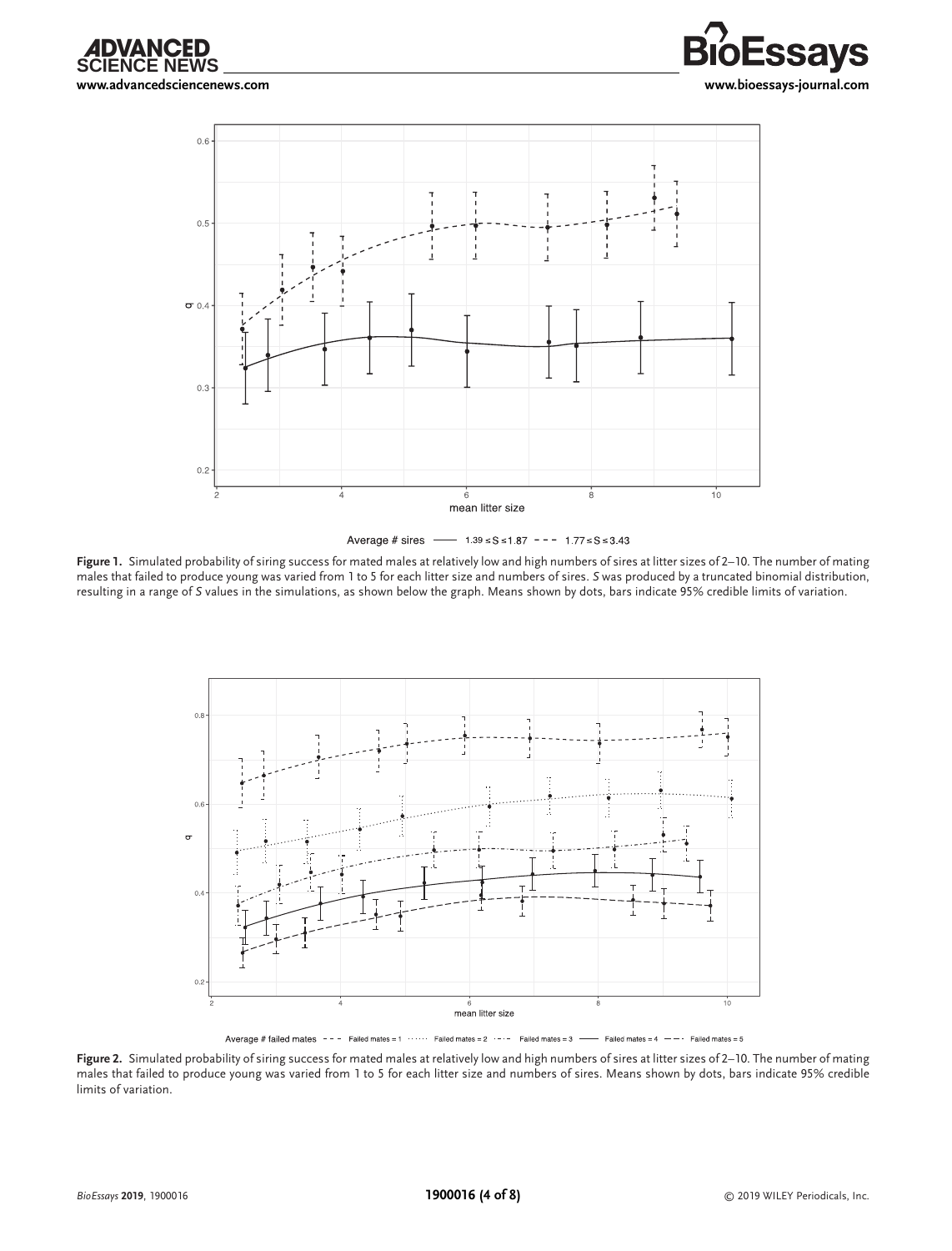**Figure 1.** Simulated probability of siring success for mated males at relatively low and high numbers of sires at litter sizes of 2–10. The number of mating males that failed to produce young was varied from 1 to 5 for each litter size and numbers of sires. *S* was produced by a truncated binomial distribution, resulting in a range of *S* values in the simulations, as shown below the graph. Means shown by dots, bars indicate 95% credible limits of variation.

**Figure 2.** Simulated probability of siring success for mated males at relatively low and high numbers of sires at litter sizes of 2–10. The number of mating males that failed to produce young was varied from 1 to 5 for each litter size and numbers of sires. Means shown by dots, bars indicate 95% credible limits of variation.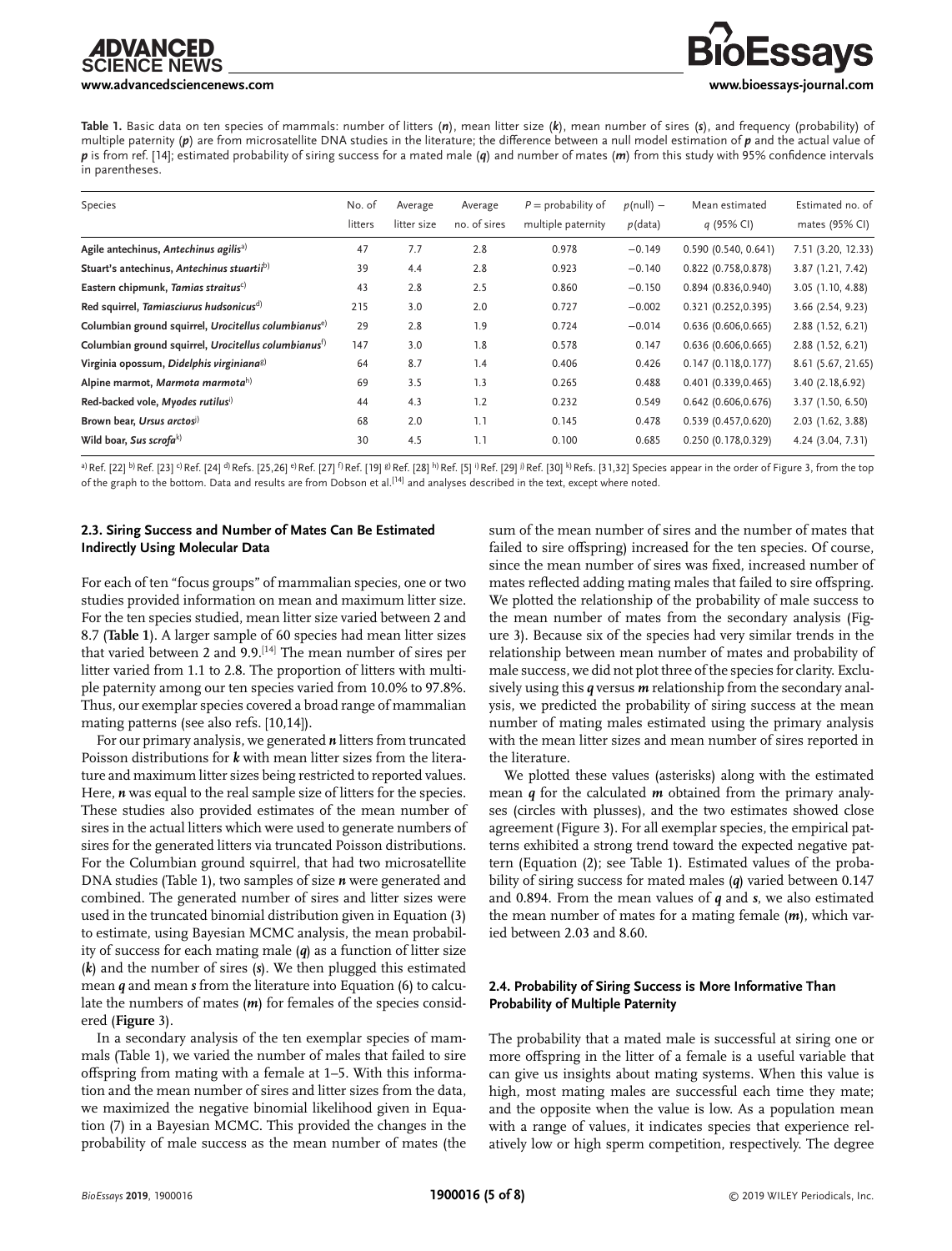**Table 1.** Basic data on ten species of mammals: number of litters (***n***), mean litter size (***k***), mean number of sires (***s***), and frequency (probability) of multiple paternity (***p***) are from microsatellite DNA studies in the literature; the difference between a null model estimation of ***p*** and the actual value of ***p*** is from ref. [14]; estimated probability of siring success for a mated male (***q***) and number of mates (***m***) from this study with 95% confidence intervals in parentheses.

| Species | No. of litters | Average litter size | Average no. of sires | $P$ = probability of multiple paternity | $p$(null) − $p$(data) | Mean estimated $q$ (95% CI) | Estimated no. of mates (95% CI) |
|---|---|---|---|---|---|---|---|
| **Agile antechinus, *Antechinus agilis*[a]** | 47 | 7.7 | 2.8 | 0.978 | −0.149 | 0.590 (0.540, 0.641) | 7.51 (3.20, 12.33) |
| **Stuart's antechinus, *Antechinus stuartii*[b]** | 39 | 4.4 | 2.8 | 0.923 | −0.140 | 0.822 (0.758,0.878) | 3.87 (1.21, 7.42) |
| **Eastern chipmunk, *Tamias straitus*[c]** | 43 | 2.8 | 2.5 | 0.860 | −0.150 | 0.894 (0.836,0.940) | 3.05 (1.10, 4.88) |
| **Red squirrel, *Tamiasciurus hudsonicus*[d]** | 215 | 3.0 | 2.0 | 0.727 | −0.002 | 0.321 (0.252,0.395) | 3.66 (2.54, 9.23) |
| **Columbian ground squirrel, *Urocitellus columbianus*[e]** | 29 | 2.8 | 1.9 | 0.724 | −0.014 | 0.636 (0.606,0.665) | 2.88 (1.52, 6.21) |
| **Columbian ground squirrel, *Urocitellus columbianus*[f]** | 147 | 3.0 | 1.8 | 0.578 | 0.147 | 0.636 (0.606,0.665) | 2.88 (1.52, 6.21) |
| **Virginia opossum, *Didelphis virginiana*[g]** | 64 | 8.7 | 1.4 | 0.406 | 0.426 | 0.147 (0.118,0.177) | 8.61 (5.67, 21.65) |
| **Alpine marmot, *Marmota marmota*[h]** | 69 | 3.5 | 1.3 | 0.265 | 0.488 | 0.401 (0.339,0.465) | 3.40 (2.18,6.92) |
| **Red-backed vole, *Myodes rutilus*[i]** | 44 | 4.3 | 1.2 | 0.232 | 0.549 | 0.642 (0.606,0.676) | 3.37 (1.50, 6.50) |
| **Brown bear, *Ursus arctos*[j]** | 68 | 2.0 | 1.1 | 0.145 | 0.478 | 0.539 (0.457,0.620) | 2.03 (1.62, 3.88) |
| **Wild boar, *Sus scrofa*[k]** | 30 | 4.5 | 1.1 | 0.100 | 0.685 | 0.250 (0.178,0.329) | 4.24 (3.04, 7.31) |

[a] Ref. [22] [b] Ref. [23] [c] Ref. [24] [d] Refs. [25,26] [e] Ref. [27] [f] Ref. [19] [g] Ref. [28] [h] Ref. [5] [i] Ref. [29] [j] Ref. [30] [k] Refs. [31,32] Species appear in the order of Figure 3, from the top of the graph to the bottom. Data and results are from Dobson et al.[14] and analyses described in the text, except where noted.

### 2.3. Siring Success and Number of Mates Can Be Estimated Indirectly Using Molecular Data

For each of ten "focus groups" of mammalian species, one or two studies provided information on mean and maximum litter size. For the ten species studied, mean litter size varied between 2 and 8.7 (**Table 1**). A larger sample of 60 species had mean litter sizes that varied between 2 and 9.9.[14] The mean number of sires per litter varied from 1.1 to 2.8. The proportion of litters with multiple paternity among our ten species varied from 10.0% to 97.8%. Thus, our exemplar species covered a broad range of mammalian mating patterns (see also refs. [10,14]).

For our primary analysis, we generated $\boldsymbol{n}$ litters from truncated Poisson distributions for $\boldsymbol{k}$ with mean litter sizes from the literature and maximum litter sizes being restricted to reported values. Here, $\boldsymbol{n}$ was equal to the real sample size of litters for the species. These studies also provided estimates of the mean number of sires in the actual litters which were used to generate numbers of sires for the generated litters via truncated Poisson distributions. For the Columbian ground squirrel, that had two microsatellite DNA studies (Table 1), two samples of size $\boldsymbol{n}$ were generated and combined. The generated number of sires and litter sizes were used in the truncated binomial distribution given in Equation (3) to estimate, using Bayesian MCMC analysis, the mean probability of success for each mating male ($\boldsymbol{q}$) as a function of litter size ($\boldsymbol{k}$) and the number of sires ($\boldsymbol{s}$). We then plugged this estimated mean $\boldsymbol{q}$ and mean $\boldsymbol{s}$ from the literature into Equation (6) to calculate the numbers of mates ($\boldsymbol{m}$) for females of the species considered (**Figure 3**).

In a secondary analysis of the ten exemplar species of mammals (Table 1), we varied the number of males that failed to sire offspring from mating with a female at 1–5. With this information and the mean number of sires and litter sizes from the data, we maximized the negative binomial likelihood given in Equation (7) in a Bayesian MCMC. This provided the changes in the probability of male success as the mean number of mates (the sum of the mean number of sires and the number of mates that failed to sire offspring) increased for the ten species. Of course, since the mean number of sires was fixed, increased number of mates reflected adding mating males that failed to sire offspring. We plotted the relationship of the probability of male success to the mean number of mates from the secondary analysis (Figure 3). Because six of the species had very similar trends in the relationship between mean number of mates and probability of male success, we did not plot three of the species for clarity. Exclusively using this $\boldsymbol{q}$ versus $\boldsymbol{m}$ relationship from the secondary analysis, we predicted the probability of siring success at the mean number of mating males estimated using the primary analysis with the mean litter sizes and mean number of sires reported in the literature.

We plotted these values (asterisks) along with the estimated mean $\boldsymbol{q}$ for the calculated $\boldsymbol{m}$ obtained from the primary analyses (circles with plusses), and the two estimates showed close agreement (Figure 3). For all exemplar species, the empirical patterns exhibited a strong trend toward the expected negative pattern (Equation (2); see Table 1). Estimated values of the probability of siring success for mated males ($\boldsymbol{q}$) varied between 0.147 and 0.894. From the mean values of $\boldsymbol{q}$ and $\boldsymbol{s}$, we also estimated the mean number of mates for a mating female ($\boldsymbol{m}$), which varied between 2.03 and 8.60.

### 2.4. Probability of Siring Success is More Informative Than Probability of Multiple Paternity

The probability that a mated male is successful at siring one or more offspring in the litter of a female is a useful variable that can give us insights about mating systems. When this value is high, most mating males are successful each time they mate; and the opposite when the value is low. As a population mean with a range of values, it indicates species that experience relatively low or high sperm competition, respectively. The degree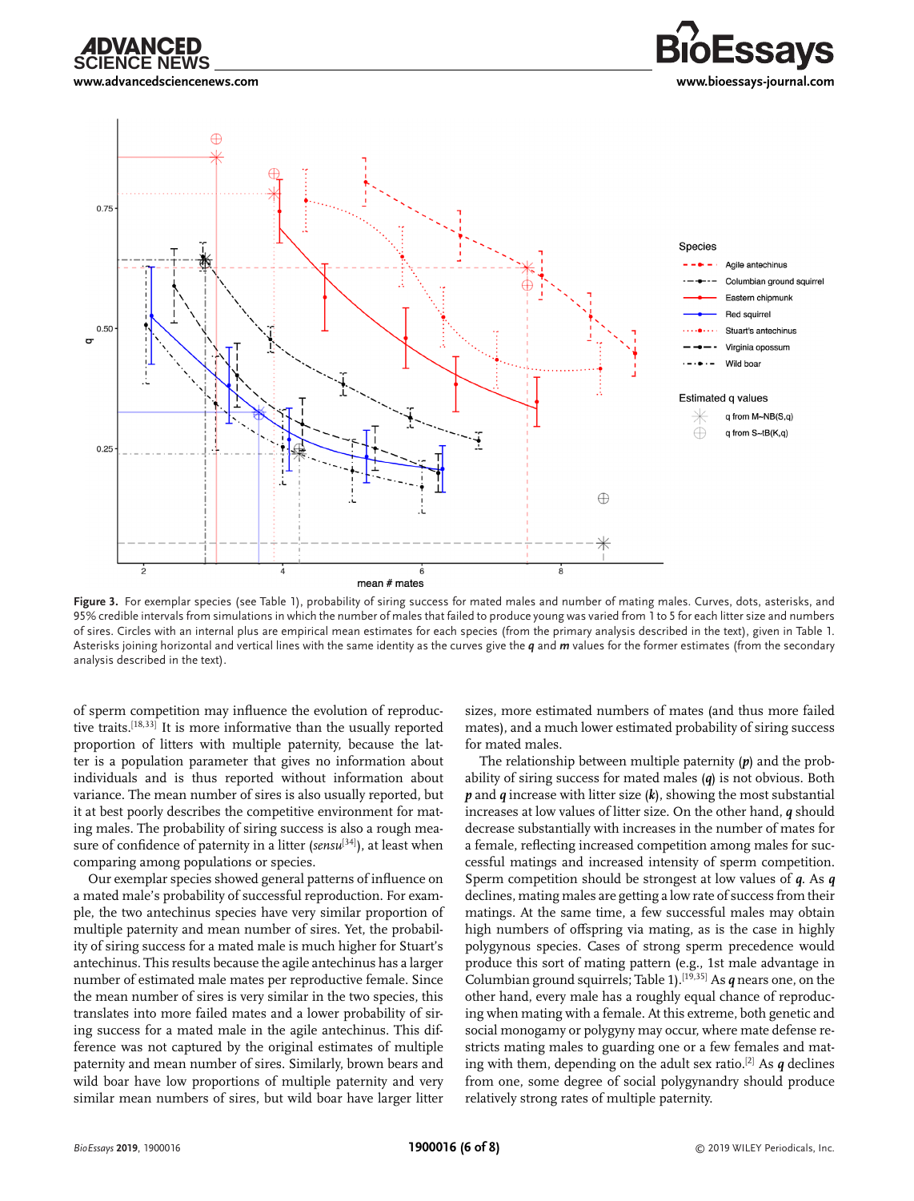**Figure 3.** For exemplar species (see Table 1), probability of siring success for mated males and number of mating males. Curves, dots, asterisks, and 95% credible intervals from simulations in which the number of males that failed to produce young was varied from 1 to 5 for each litter size and numbers of sires. Circles with an internal plus are empirical mean estimates for each species (from the primary analysis described in the text), given in Table 1. Asterisks joining horizontal and vertical lines with the same identity as the curves give the ***q*** and ***m*** values for the former estimates (from the secondary analysis described in the text).

of sperm competition may influence the evolution of reproductive traits.[18,33] It is more informative than the usually reported proportion of litters with multiple paternity, because the latter is a population parameter that gives no information about individuals and is thus reported without information about variance. The mean number of sires is also usually reported, but it at best poorly describes the competitive environment for mating males. The probability of siring success is also a rough measure of confidence of paternity in a litter (*sensu*[34]), at least when comparing among populations or species.

Our exemplar species showed general patterns of influence on a mated male's probability of successful reproduction. For example, the two antechinus species have very similar proportion of multiple paternity and mean number of sires. Yet, the probability of siring success for a mated male is much higher for Stuart's antechinus. This results because the agile antechinus has a larger number of estimated male mates per reproductive female. Since the mean number of sires is very similar in the two species, this translates into more failed mates and a lower probability of siring success for a mated male in the agile antechinus. This difference was not captured by the original estimates of multiple paternity and mean number of sires. Similarly, brown bears and wild boar have low proportions of multiple paternity and very similar mean numbers of sires, but wild boar have larger litter sizes, more estimated numbers of mates (and thus more failed mates), and a much lower estimated probability of siring success for mated males.

The relationship between multiple paternity (***p***) and the probability of siring success for mated males (***q***) is not obvious. Both ***p*** and ***q*** increase with litter size (***k***), showing the most substantial increases at low values of litter size. On the other hand, ***q*** should decrease substantially with increases in the number of mates for a female, reflecting increased competition among males for successful matings and increased intensity of sperm competition. Sperm competition should be strongest at low values of ***q***. As ***q*** declines, mating males are getting a low rate of success from their matings. At the same time, a few successful males may obtain high numbers of offspring via mating, as is the case in highly polygynous species. Cases of strong sperm precedence would produce this sort of mating pattern (e.g., 1st male advantage in Columbian ground squirrels; Table 1).[19,35] As ***q*** nears one, on the other hand, every male has a roughly equal chance of reproducing when mating with a female. At this extreme, both genetic and social monogamy or polygyny may occur, where mate defense restricts mating males to guarding one or a few females and mating with them, depending on the adult sex ratio.[2] As ***q*** declines from one, some degree of social polygynandry should produce relatively strong rates of multiple paternity.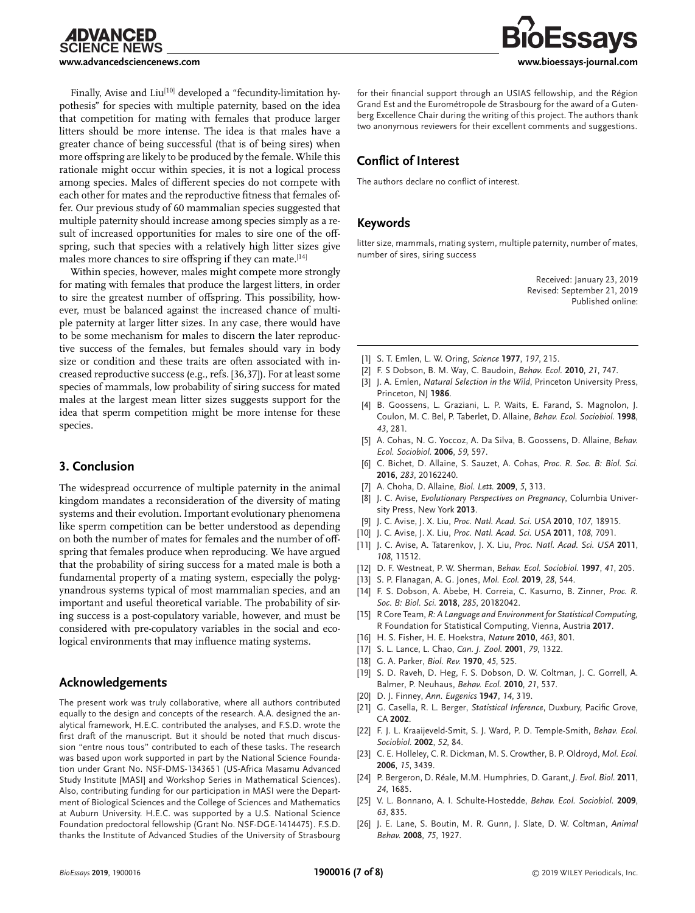Finally, Avise and Liu[10] developed a "fecundity-limitation hypothesis" for species with multiple paternity, based on the idea that competition for mating with females that produce larger litters should be more intense. The idea is that males have a greater chance of being successful (that is of being sires) when more offspring are likely to be produced by the female. While this rationale might occur within species, it is not a logical process among species. Males of different species do not compete with each other for mates and the reproductive fitness that females offer. Our previous study of 60 mammalian species suggested that multiple paternity should increase among species simply as a result of increased opportunities for males to sire one of the offspring, such that species with a relatively high litter sizes give males more chances to sire offspring if they can mate.[14]

Within species, however, males might compete more strongly for mating with females that produce the largest litters, in order to sire the greatest number of offspring. This possibility, however, must be balanced against the increased chance of multiple paternity at larger litter sizes. In any case, there would have to be some mechanism for males to discern the later reproductive success of the females, but females should vary in body size or condition and these traits are often associated with increased reproductive success (e.g., refs. [36,37]). For at least some species of mammals, low probability of siring success for mated males at the largest mean litter sizes suggests support for the idea that sperm competition might be more intense for these species.

## 3. Conclusion

The widespread occurrence of multiple paternity in the animal kingdom mandates a reconsideration of the diversity of mating systems and their evolution. Important evolutionary phenomena like sperm competition can be better understood as depending on both the number of mates for females and the number of offspring that females produce when reproducing. We have argued that the probability of siring success for a mated male is both a fundamental property of a mating system, especially the polygynandrous systems typical of most mammalian species, and an important and useful theoretical variable. The probability of siring success is a post-copulatory variable, however, and must be considered with pre-copulatory variables in the social and ecological environments that may influence mating systems.

## Acknowledgements

The present work was truly collaborative, where all authors contributed equally to the design and concepts of the research. A.A. designed the analytical framework, H.E.C. contributed the analyses, and F.S.D. wrote the first draft of the manuscript. But it should be noted that much discussion "entre nous tous" contributed to each of these tasks. The research was based upon work supported in part by the National Science Foundation under Grant No. NSF-DMS-1343651 (US-Africa Masamu Advanced Study Institute [MASI] and Workshop Series in Mathematical Sciences). Also, contributing funding for our participation in MASI were the Department of Biological Sciences and the College of Sciences and Mathematics at Auburn University. H.E.C. was supported by a U.S. National Science Foundation predoctoral fellowship (Grant No. NSF-DGE-1414475). F.S.D. thanks the Institute of Advanced Studies of the University of Strasbourg for their financial support through an USIAS fellowship, and the Région Grand Est and the Eurométropole de Strasbourg for the award of a Gutenberg Excellence Chair during the writing of this project. The authors thank two anonymous reviewers for their excellent comments and suggestions.

## Conflict of Interest

The authors declare no conflict of interest.

## Keywords

litter size, mammals, mating system, multiple paternity, number of mates, number of sires, siring success

Received: January 23, 2019
Revised: September 21, 2019
Published online:

- [1] S. T. Emlen, L. W. Oring, *Science* **1977**, *197*, 215.
- [2] F. S Dobson, B. M. Way, C. Baudoin, *Behav. Ecol.* **2010**, *21*, 747.
- [3] J. A. Emlen, *Natural Selection in the Wild*, Princeton University Press, Princeton, NJ **1986**.
- [4] B. Goossens, L. Graziani, L. P. Waits, E. Farand, S. Magnolon, J. Coulon, M. C. Bel, P. Taberlet, D. Allaine, *Behav. Ecol. Sociobiol.* **1998**, *43*, 281.
- [5] A. Cohas, N. G. Yoccoz, A. Da Silva, B. Goossens, D. Allaine, *Behav. Ecol. Sociobiol.* **2006**, *59*, 597.
- [6] C. Bichet, D. Allaine, S. Sauzet, A. Cohas, *Proc. R. Soc. B: Biol. Sci.* **2016**, *283*, 20162240.
- [7] A. Choha, D. Allaine, *Biol. Lett.* **2009**, *5*, 313.
- [8] J. C. Avise, *Evolutionary Perspectives on Pregnancy*, Columbia University Press, New York **2013**.
- [9] J. C. Avise, J. X. Liu, *Proc. Natl. Acad. Sci. USA* **2010**, *107*, 18915.
- [10] J. C. Avise, J. X. Liu, *Proc. Natl. Acad. Sci. USA* **2011**, *108*, 7091.
- [11] J. C. Avise, A. Tatarenkov, J. X. Liu, *Proc. Natl. Acad. Sci. USA* **2011**, *108*, 11512.
- [12] D. F. Westneat, P. W. Sherman, *Behav. Ecol. Sociobiol.* **1997**, *41*, 205.
- [13] S. P. Flanagan, A. G. Jones, *Mol. Ecol.* **2019**, *28*, 544.
- [14] F. S. Dobson, A. Abebe, H. Correia, C. Kasumo, B. Zinner, *Proc. R. Soc. B: Biol. Sci.* **2018**, *285*, 20182042.
- [15] R Core Team, *R: A Language and Environment for Statistical Computing*, R Foundation for Statistical Computing, Vienna, Austria **2017**.
- [16] H. S. Fisher, H. E. Hoekstra, *Nature* **2010**, *463*, 801.
- [17] S. L. Lance, L. Chao, *Can. J. Zool.* **2001**, *79*, 1322.
- [18] G. A. Parker, *Biol. Rev.* **1970**, *45*, 525.
- [19] S. D. Raveh, D. Heg, F. S. Dobson, D. W. Coltman, J. C. Gorrell, A. Balmer, P. Neuhaus, *Behav. Ecol.* **2010**, *21*, 537.
- [20] D. J. Finney, *Ann. Eugenics* **1947**, *14*, 319.
- [21] G. Casella, R. L. Berger, *Statistical Inference*, Duxbury, Pacific Grove, CA **2002**.
- [22] F. J. L. Kraaijeveld-Smit, S. J. Ward, P. D. Temple-Smith, *Behav. Ecol. Sociobiol.* **2002**, *52*, 84.
- [23] C. E. Holleley, C. R. Dickman, M. S. Crowther, B. P. Oldroyd, *Mol. Ecol.* **2006**, *15*, 3439.
- [24] P. Bergeron, D. Réale, M.M. Humphries, D. Garant, *J. Evol. Biol.* **2011**, *24*, 1685.
- [25] V. L. Bonnano, A. I. Schulte-Hostedde, *Behav. Ecol. Sociobiol.* **2009**, *63*, 835.
- [26] J. E. Lane, S. Boutin, M. R. Gunn, J. Slate, D. W. Coltman, *Animal Behav.* **2008**, *75*, 1927.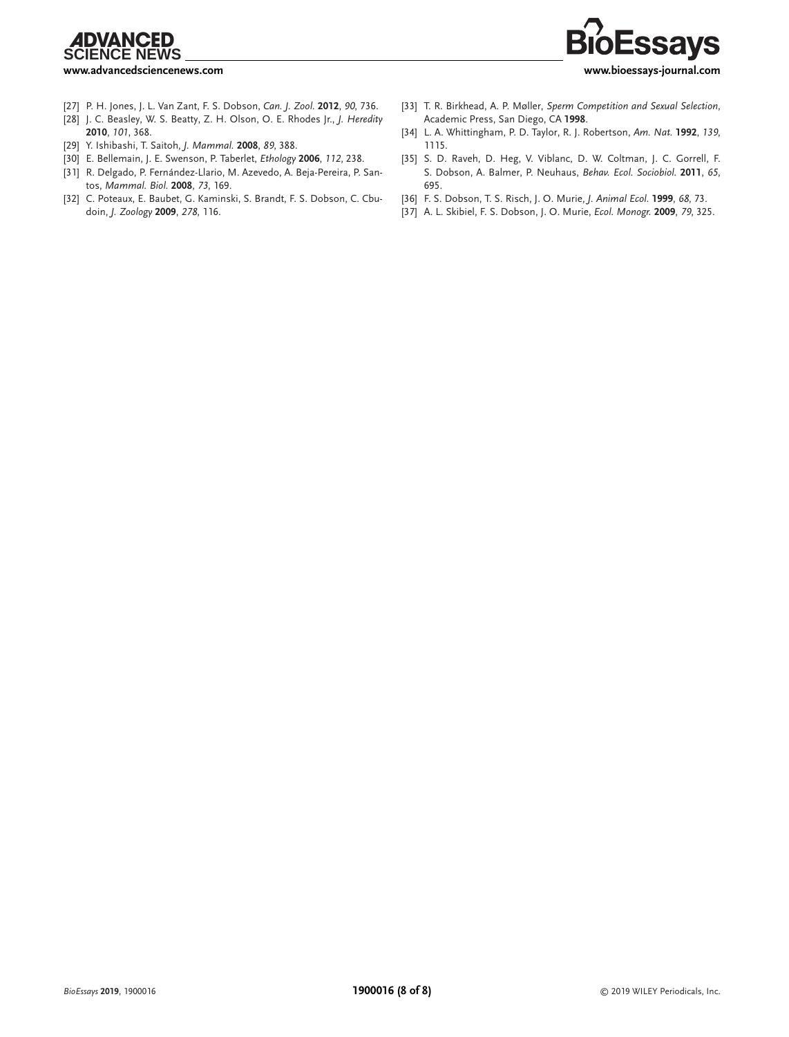[27] P. H. Jones, J. L. Van Zant, F. S. Dobson, *Can. J. Zool.* **2012**, *90*, 736.

[28] J. C. Beasley, W. S. Beatty, Z. H. Olson, O. E. Rhodes Jr., *J. Heredity* **2010**, *101*, 368.

[29] Y. Ishibashi, T. Saitoh, *J. Mammal.* **2008**, *89*, 388.

[30] E. Bellemain, J. E. Swenson, P. Taberlet, *Ethology* **2006**, *112*, 238.

[31] R. Delgado, P. Fernández-Llario, M. Azevedo, A. Beja-Pereira, P. Santos, *Mammal. Biol.* **2008**, *73*, 169.

[32] C. Poteaux, E. Baubet, G. Kaminski, S. Brandt, F. S. Dobson, C. Cbudoin, *J. Zoology* **2009**, *278*, 116.

[33] T. R. Birkhead, A. P. Møller, *Sperm Competition and Sexual Selection*, Academic Press, San Diego, CA **1998**.

[34] L. A. Whittingham, P. D. Taylor, R. J. Robertson, *Am. Nat.* **1992**, *139*, 1115.

[35] S. D. Raveh, D. Heg, V. Viblanc, D. W. Coltman, J. C. Gorrell, F. S. Dobson, A. Balmer, P. Neuhaus, *Behav. Ecol. Sociobiol.* **2011**, *65*, 695.

[36] F. S. Dobson, T. S. Risch, J. O. Murie, *J. Animal Ecol.* **1999**, *68*, 73.

[37] A. L. Skibiel, F. S. Dobson, J. O. Murie, *Ecol. Monogr.* **2009**, *79*, 325.